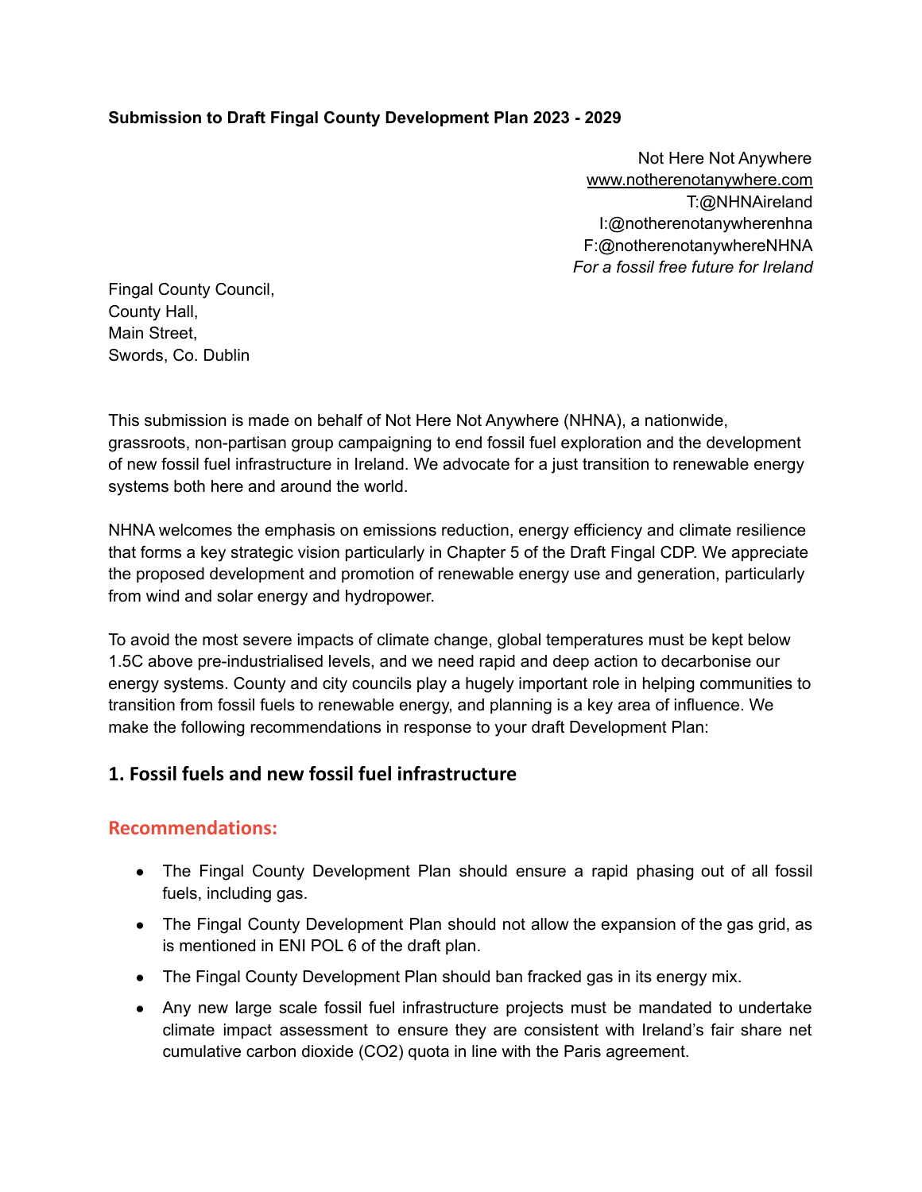**Submission to Draft Fingal County Development Plan 2023 - 2029**

Not Here Not Anywhere
www.notherenotanywhere.com
T:@NHNAireland
I:@notherenotanywherenhna
F:@notherenotanywhereNHNA
*For a fossil free future for Ireland*

Fingal County Council,
County Hall,
Main Street,
Swords, Co. Dublin

This submission is made on behalf of Not Here Not Anywhere (NHNA), a nationwide, grassroots, non-partisan group campaigning to end fossil fuel exploration and the development of new fossil fuel infrastructure in Ireland. We advocate for a just transition to renewable energy systems both here and around the world.

NHNA welcomes the emphasis on emissions reduction, energy efficiency and climate resilience that forms a key strategic vision particularly in Chapter 5 of the Draft Fingal CDP. We appreciate the proposed development and promotion of renewable energy use and generation, particularly from wind and solar energy and hydropower.

To avoid the most severe impacts of climate change, global temperatures must be kept below 1.5C above pre-industrialised levels, and we need rapid and deep action to decarbonise our energy systems. County and city councils play a hugely important role in helping communities to transition from fossil fuels to renewable energy, and planning is a key area of influence. We make the following recommendations in response to your draft Development Plan:

## 1. Fossil fuels and new fossil fuel infrastructure

### Recommendations:

- The Fingal County Development Plan should ensure a rapid phasing out of all fossil fuels, including gas.
- The Fingal County Development Plan should not allow the expansion of the gas grid, as is mentioned in ENI POL 6 of the draft plan.
- The Fingal County Development Plan should ban fracked gas in its energy mix.
- Any new large scale fossil fuel infrastructure projects must be mandated to undertake climate impact assessment to ensure they are consistent with Ireland's fair share net cumulative carbon dioxide ($CO_2$) quota in line with the Paris agreement.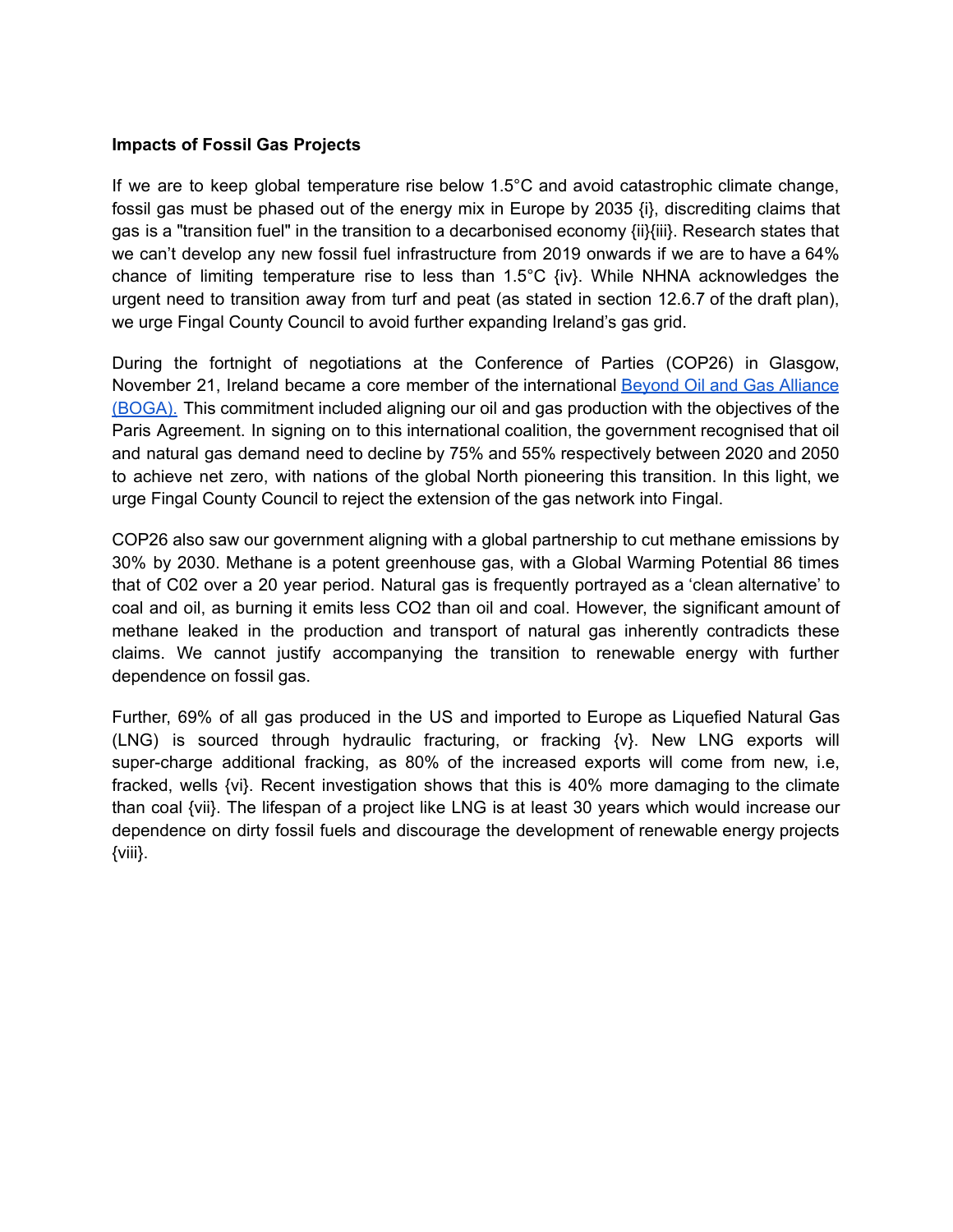**Impacts of Fossil Gas Projects**

If we are to keep global temperature rise below 1.5°C and avoid catastrophic climate change, fossil gas must be phased out of the energy mix in Europe by 2035 {i}, discrediting claims that gas is a "transition fuel" in the transition to a decarbonised economy {ii}{iii}. Research states that we can't develop any new fossil fuel infrastructure from 2019 onwards if we are to have a 64% chance of limiting temperature rise to less than 1.5°C {iv}. While NHNA acknowledges the urgent need to transition away from turf and peat (as stated in section 12.6.7 of the draft plan), we urge Fingal County Council to avoid further expanding Ireland's gas grid.

During the fortnight of negotiations at the Conference of Parties (COP26) in Glasgow, November 21, Ireland became a core member of the international Beyond Oil and Gas Alliance (BOGA). This commitment included aligning our oil and gas production with the objectives of the Paris Agreement. In signing on to this international coalition, the government recognised that oil and natural gas demand need to decline by 75% and 55% respectively between 2020 and 2050 to achieve net zero, with nations of the global North pioneering this transition. In this light, we urge Fingal County Council to reject the extension of the gas network into Fingal.

COP26 also saw our government aligning with a global partnership to cut methane emissions by 30% by 2030. Methane is a potent greenhouse gas, with a Global Warming Potential 86 times that of $C0_2$ over a 20 year period. Natural gas is frequently portrayed as a 'clean alternative' to coal and oil, as burning it emits less $CO_2$ than oil and coal. However, the significant amount of methane leaked in the production and transport of natural gas inherently contradicts these claims. We cannot justify accompanying the transition to renewable energy with further dependence on fossil gas.

Further, 69% of all gas produced in the US and imported to Europe as Liquefied Natural Gas (LNG) is sourced through hydraulic fracturing, or fracking {v}. New LNG exports will super-charge additional fracking, as 80% of the increased exports will come from new, i.e, fracked, wells {vi}. Recent investigation shows that this is 40% more damaging to the climate than coal {vii}. The lifespan of a project like LNG is at least 30 years which would increase our dependence on dirty fossil fuels and discourage the development of renewable energy projects {viii}.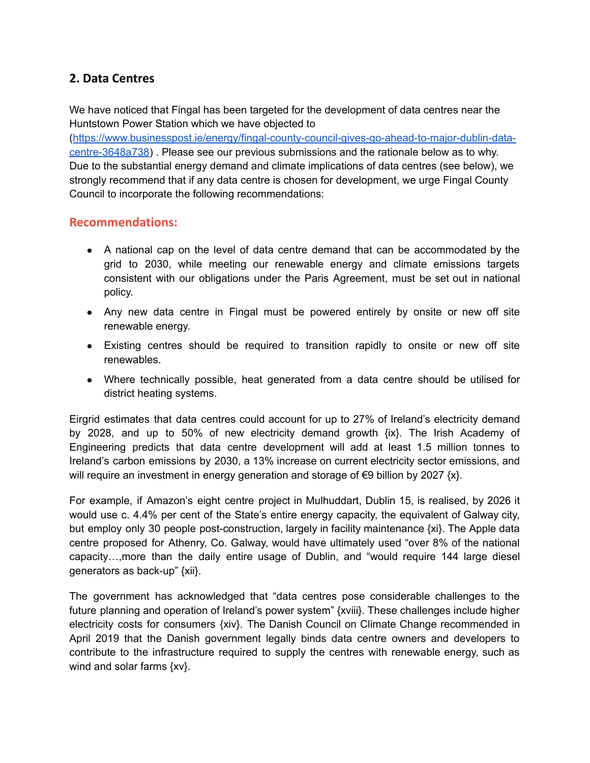## 2. Data Centres

We have noticed that Fingal has been targeted for the development of data centres near the Huntstown Power Station which we have objected to (https://www.businesspost.ie/energy/fingal-county-council-gives-go-ahead-to-major-dublin-data-centre-3648a738) . Please see our previous submissions and the rationale below as to why. Due to the substantial energy demand and climate implications of data centres (see below), we strongly recommend that if any data centre is chosen for development, we urge Fingal County Council to incorporate the following recommendations:

### Recommendations:

- A national cap on the level of data centre demand that can be accommodated by the grid to 2030, while meeting our renewable energy and climate emissions targets consistent with our obligations under the Paris Agreement, must be set out in national policy.
- Any new data centre in Fingal must be powered entirely by onsite or new off site renewable energy.
- Existing centres should be required to transition rapidly to onsite or new off site renewables.
- Where technically possible, heat generated from a data centre should be utilised for district heating systems.

Eirgrid estimates that data centres could account for up to 27% of Ireland's electricity demand by 2028, and up to 50% of new electricity demand growth {ix}. The Irish Academy of Engineering predicts that data centre development will add at least 1.5 million tonnes to Ireland's carbon emissions by 2030, a 13% increase on current electricity sector emissions, and will require an investment in energy generation and storage of €9 billion by 2027 {x}.

For example, if Amazon's eight centre project in Mulhuddart, Dublin 15, is realised, by 2026 it would use c. 4.4% per cent of the State's entire energy capacity, the equivalent of Galway city, but employ only 30 people post-construction, largely in facility maintenance {xi}. The Apple data centre proposed for Athenry, Co. Galway, would have ultimately used "over 8% of the national capacity…,more than the daily entire usage of Dublin, and "would require 144 large diesel generators as back-up" {xii}.

The government has acknowledged that "data centres pose considerable challenges to the future planning and operation of Ireland's power system" {xviii}. These challenges include higher electricity costs for consumers {xiv}. The Danish Council on Climate Change recommended in April 2019 that the Danish government legally binds data centre owners and developers to contribute to the infrastructure required to supply the centres with renewable energy, such as wind and solar farms {xv}.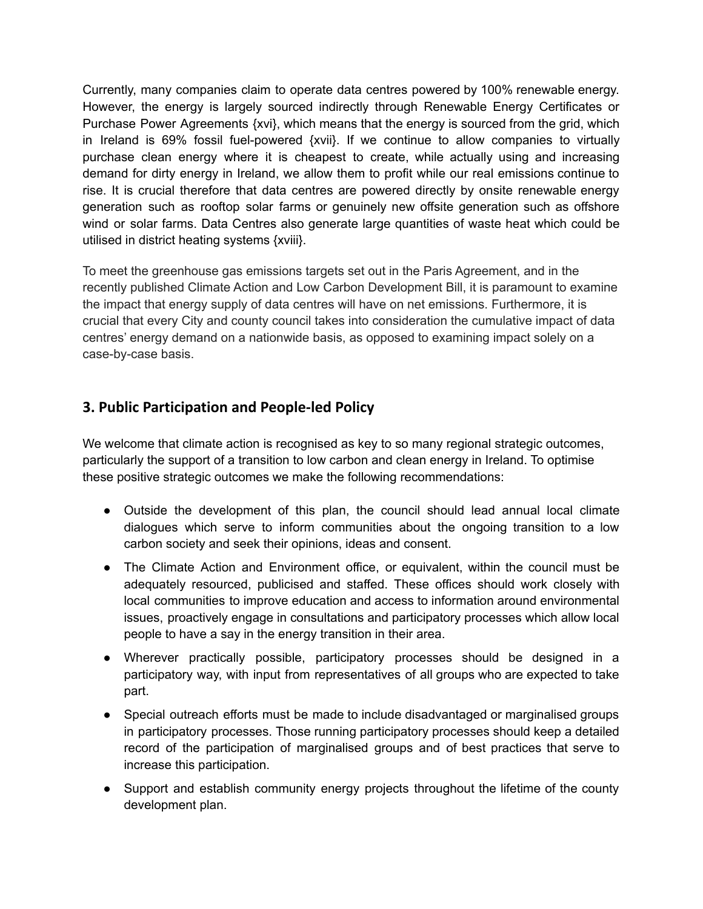Currently, many companies claim to operate data centres powered by 100% renewable energy. However, the energy is largely sourced indirectly through Renewable Energy Certificates or Purchase Power Agreements {xvi}, which means that the energy is sourced from the grid, which in Ireland is 69% fossil fuel-powered {xvii}. If we continue to allow companies to virtually purchase clean energy where it is cheapest to create, while actually using and increasing demand for dirty energy in Ireland, we allow them to profit while our real emissions continue to rise. It is crucial therefore that data centres are powered directly by onsite renewable energy generation such as rooftop solar farms or genuinely new offsite generation such as offshore wind or solar farms. Data Centres also generate large quantities of waste heat which could be utilised in district heating systems {xviii}.

To meet the greenhouse gas emissions targets set out in the Paris Agreement, and in the recently published Climate Action and Low Carbon Development Bill, it is paramount to examine the impact that energy supply of data centres will have on net emissions. Furthermore, it is crucial that every City and county council takes into consideration the cumulative impact of data centres' energy demand on a nationwide basis, as opposed to examining impact solely on a case-by-case basis.

## 3. Public Participation and People-led Policy

We welcome that climate action is recognised as key to so many regional strategic outcomes, particularly the support of a transition to low carbon and clean energy in Ireland. To optimise these positive strategic outcomes we make the following recommendations:

- Outside the development of this plan, the council should lead annual local climate dialogues which serve to inform communities about the ongoing transition to a low carbon society and seek their opinions, ideas and consent.
- The Climate Action and Environment office, or equivalent, within the council must be adequately resourced, publicised and staffed. These offices should work closely with local communities to improve education and access to information around environmental issues, proactively engage in consultations and participatory processes which allow local people to have a say in the energy transition in their area.
- Wherever practically possible, participatory processes should be designed in a participatory way, with input from representatives of all groups who are expected to take part.
- Special outreach efforts must be made to include disadvantaged or marginalised groups in participatory processes. Those running participatory processes should keep a detailed record of the participation of marginalised groups and of best practices that serve to increase this participation.
- Support and establish community energy projects throughout the lifetime of the county development plan.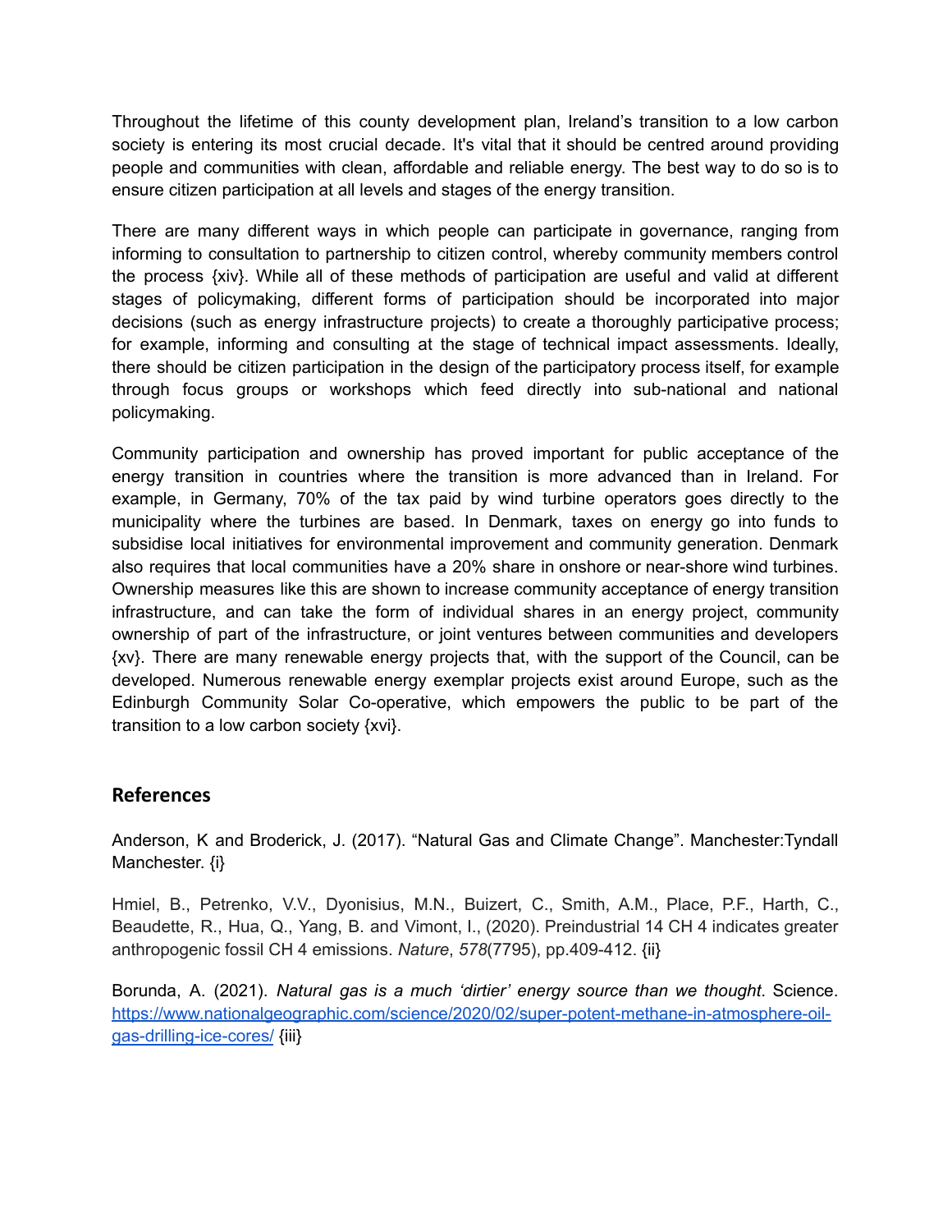Throughout the lifetime of this county development plan, Ireland's transition to a low carbon society is entering its most crucial decade. It's vital that it should be centred around providing people and communities with clean, affordable and reliable energy. The best way to do so is to ensure citizen participation at all levels and stages of the energy transition.

There are many different ways in which people can participate in governance, ranging from informing to consultation to partnership to citizen control, whereby community members control the process {xiv}. While all of these methods of participation are useful and valid at different stages of policymaking, different forms of participation should be incorporated into major decisions (such as energy infrastructure projects) to create a thoroughly participative process; for example, informing and consulting at the stage of technical impact assessments. Ideally, there should be citizen participation in the design of the participatory process itself, for example through focus groups or workshops which feed directly into sub-national and national policymaking.

Community participation and ownership has proved important for public acceptance of the energy transition in countries where the transition is more advanced than in Ireland. For example, in Germany, 70% of the tax paid by wind turbine operators goes directly to the municipality where the turbines are based. In Denmark, taxes on energy go into funds to subsidise local initiatives for environmental improvement and community generation. Denmark also requires that local communities have a 20% share in onshore or near-shore wind turbines. Ownership measures like this are shown to increase community acceptance of energy transition infrastructure, and can take the form of individual shares in an energy project, community ownership of part of the infrastructure, or joint ventures between communities and developers {xv}. There are many renewable energy projects that, with the support of the Council, can be developed. Numerous renewable energy exemplar projects exist around Europe, such as the Edinburgh Community Solar Co-operative, which empowers the public to be part of the transition to a low carbon society {xvi}.

## References

Anderson, K and Broderick, J. (2017). "Natural Gas and Climate Change". Manchester:Tyndall Manchester. {i}

Hmiel, B., Petrenko, V.V., Dyonisius, M.N., Buizert, C., Smith, A.M., Place, P.F., Harth, C., Beaudette, R., Hua, Q., Yang, B. and Vimont, I., (2020). Preindustrial 14 CH 4 indicates greater anthropogenic fossil CH 4 emissions. *Nature*, *578*(7795), pp.409-412. {ii}

Borunda, A. (2021). *Natural gas is a much 'dirtier' energy source than we thought*. Science. https://www.nationalgeographic.com/science/2020/02/super-potent-methane-in-atmosphere-oil-gas-drilling-ice-cores/ {iii}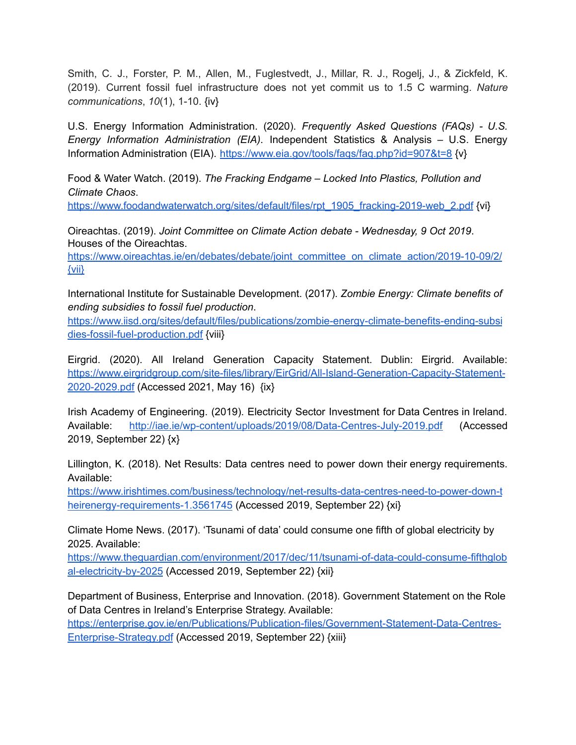Smith, C. J., Forster, P. M., Allen, M., Fuglestvedt, J., Millar, R. J., Rogelj, J., & Zickfeld, K. (2019). Current fossil fuel infrastructure does not yet commit us to 1.5 C warming. *Nature communications*, *10*(1), 1-10. {iv}

U.S. Energy Information Administration. (2020). *Frequently Asked Questions (FAQs) - U.S. Energy Information Administration (EIA)*. Independent Statistics & Analysis – U.S. Energy Information Administration (EIA). https://www.eia.gov/tools/faqs/faq.php?id=907&t=8 {v}

Food & Water Watch. (2019). *The Fracking Endgame – Locked Into Plastics, Pollution and Climate Chaos*. https://www.foodandwaterwatch.org/sites/default/files/rpt_1905_fracking-2019-web_2.pdf {vi}

Oireachtas. (2019). *Joint Committee on Climate Action debate - Wednesday, 9 Oct 2019*. Houses of the Oireachtas. https://www.oireachtas.ie/en/debates/debate/joint_committee_on_climate_action/2019-10-09/2/ {vii}

International Institute for Sustainable Development. (2017). *Zombie Energy: Climate benefits of ending subsidies to fossil fuel production*. https://www.iisd.org/sites/default/files/publications/zombie-energy-climate-benefits-ending-subsidies-fossil-fuel-production.pdf {viii}

Eirgrid. (2020). All Ireland Generation Capacity Statement. Dublin: Eirgrid. Available: https://www.eirgridgroup.com/site-files/library/EirGrid/All-Island-Generation-Capacity-Statement-2020-2029.pdf (Accessed 2021, May 16) {ix}

Irish Academy of Engineering. (2019). Electricity Sector Investment for Data Centres in Ireland. Available: http://iae.ie/wp-content/uploads/2019/08/Data-Centres-July-2019.pdf (Accessed 2019, September 22) {x}

Lillington, K. (2018). Net Results: Data centres need to power down their energy requirements. Available: https://www.irishtimes.com/business/technology/net-results-data-centres-need-to-power-down-theirenergy-requirements-1.3561745 (Accessed 2019, September 22) {xi}

Climate Home News. (2017). 'Tsunami of data' could consume one fifth of global electricity by 2025. Available: https://www.theguardian.com/environment/2017/dec/11/tsunami-of-data-could-consume-fifthglobal-electricity-by-2025 (Accessed 2019, September 22) {xii}

Department of Business, Enterprise and Innovation. (2018). Government Statement on the Role of Data Centres in Ireland's Enterprise Strategy. Available: https://enterprise.gov.ie/en/Publications/Publication-files/Government-Statement-Data-Centres-Enterprise-Strategy.pdf (Accessed 2019, September 22) {xiii}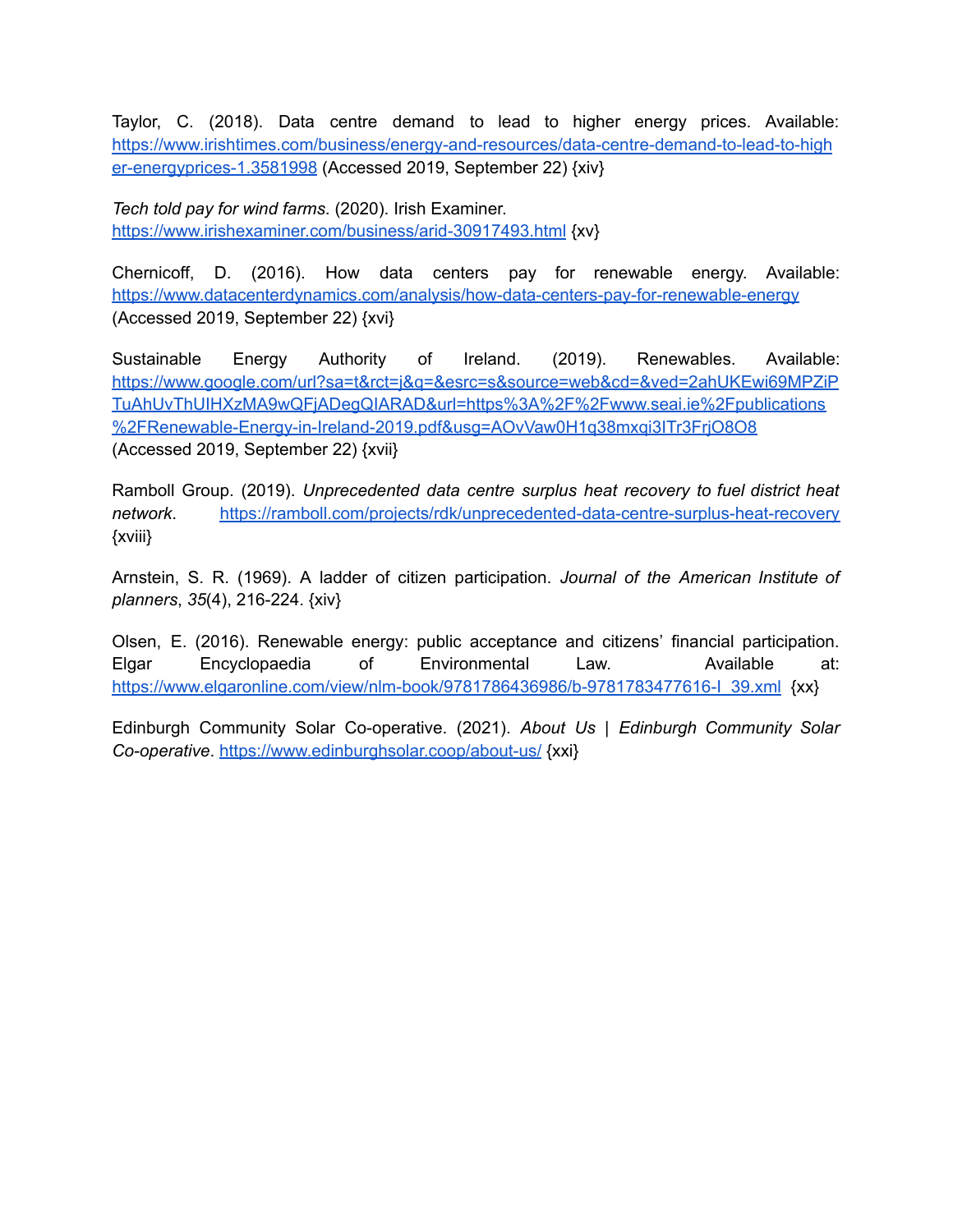Taylor, C. (2018). Data centre demand to lead to higher energy prices. Available: https://www.irishtimes.com/business/energy-and-resources/data-centre-demand-to-lead-to-higher-energyprices-1.3581998 (Accessed 2019, September 22) {xiv}

*Tech told pay for wind farms*. (2020). Irish Examiner. https://www.irishexaminer.com/business/arid-30917493.html {xv}

Chernicoff, D. (2016). How data centers pay for renewable energy. Available: https://www.datacenterdynamics.com/analysis/how-data-centers-pay-for-renewable-energy (Accessed 2019, September 22) {xvi}

Sustainable Energy Authority of Ireland. (2019). Renewables. Available: https://www.google.com/url?sa=t&rct=j&q=&esrc=s&source=web&cd=&ved=2ahUKEwi69MPZiPTuAhUvThUIHXzMA9wQFjADegQIARAD&url=https%3A%2F%2Fwww.seai.ie%2Fpublications%2FRenewable-Energy-in-Ireland-2019.pdf&usg=AOvVaw0H1q38mxqi3ITr3FrjO8O8 (Accessed 2019, September 22) {xvii}

Ramboll Group. (2019). *Unprecedented data centre surplus heat recovery to fuel district heat network*. https://ramboll.com/projects/rdk/unprecedented-data-centre-surplus-heat-recovery {xviii}

Arnstein, S. R. (1969). A ladder of citizen participation. *Journal of the American Institute of planners*, *35*(4), 216-224. {xiv}

Olsen, E. (2016). Renewable energy: public acceptance and citizens' financial participation. Elgar Encyclopaedia of Environmental Law. Available at: https://www.elgaronline.com/view/nlm-book/9781786436986/b-9781783477616-I_39.xml {xx}

Edinburgh Community Solar Co-operative. (2021). *About Us | Edinburgh Community Solar Co-operative*. https://www.edinburghsolar.coop/about-us/ {xxi}